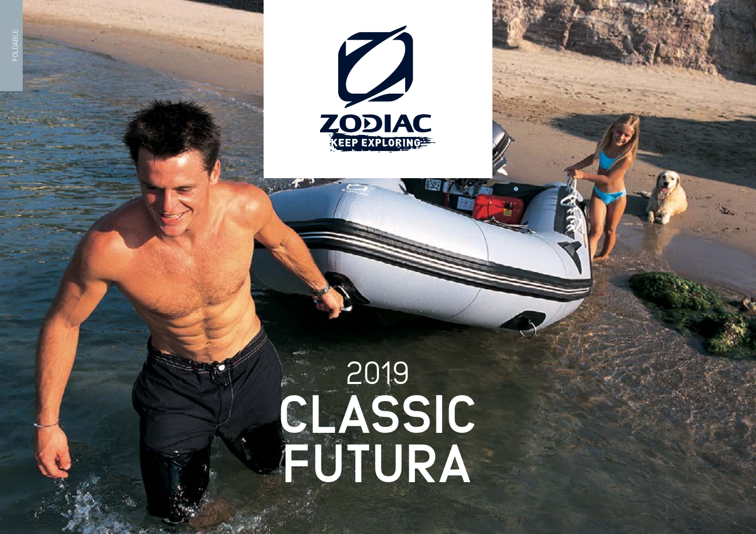FOLDABLE

ZODIAC

KEEP EXPLORING

# 2019 CLASSIC FUTURA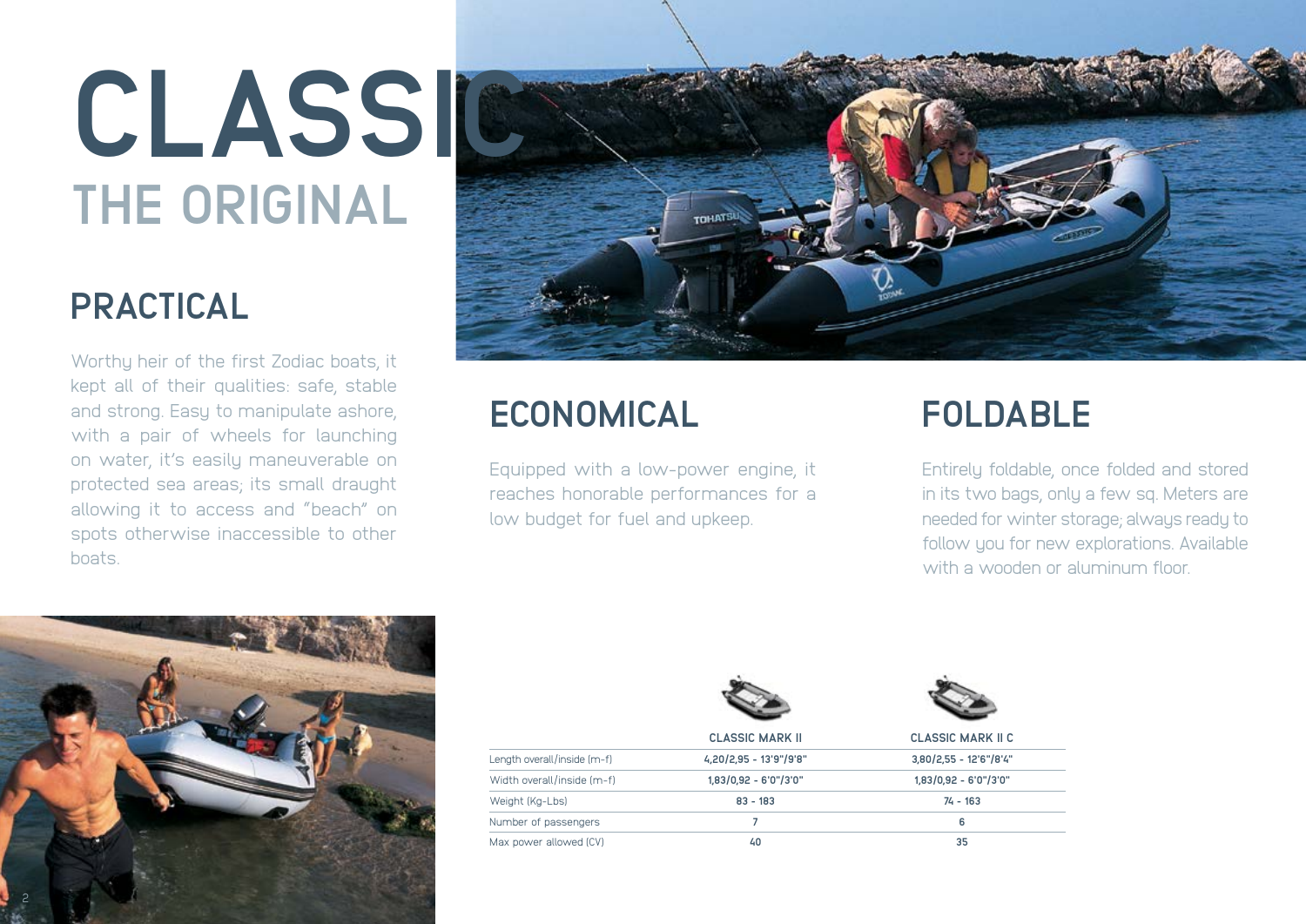# CLASSIC

## THE ORIGINAL

## PRACTICAL

Worthy heir of the first Zodiac boats, it kept all of their qualities: safe, stable and strong. Easy to manipulate ashore, with a pair of wheels for launching on water, it's easily maneuverable on protected sea areas; its small draught allowing it to access and "beach" on spots otherwise inaccessible to other boats.

## ECONOMICAL

Equipped with a low-power engine, it reaches honorable performances for a low budget for fuel and upkeep.

## FOLDABLE

Entirely foldable, once folded and stored in its two bags, only a few sq. Meters are needed for winter storage; always ready to follow you for new explorations. Available with a wooden or aluminum floor.

| | CLASSIC MARK II | CLASSIC MARK II C |
|---|---|---|
| Length overall/inside (m-f) | 4,20/2,95 - 13'9"/9'8" | 3,80/2,55 - 12'6"/8'4" |
| Width overall/inside (m-f) | 1,83/0,92 - 6'0"/3'0" | 1,83/0,92 - 6'0"/3'0" |
| Weight (Kg-Lbs) | 83 - 183 | 74 - 163 |
| Number of passengers | 7 | 6 |
| Max power allowed (CV) | 40 | 35 |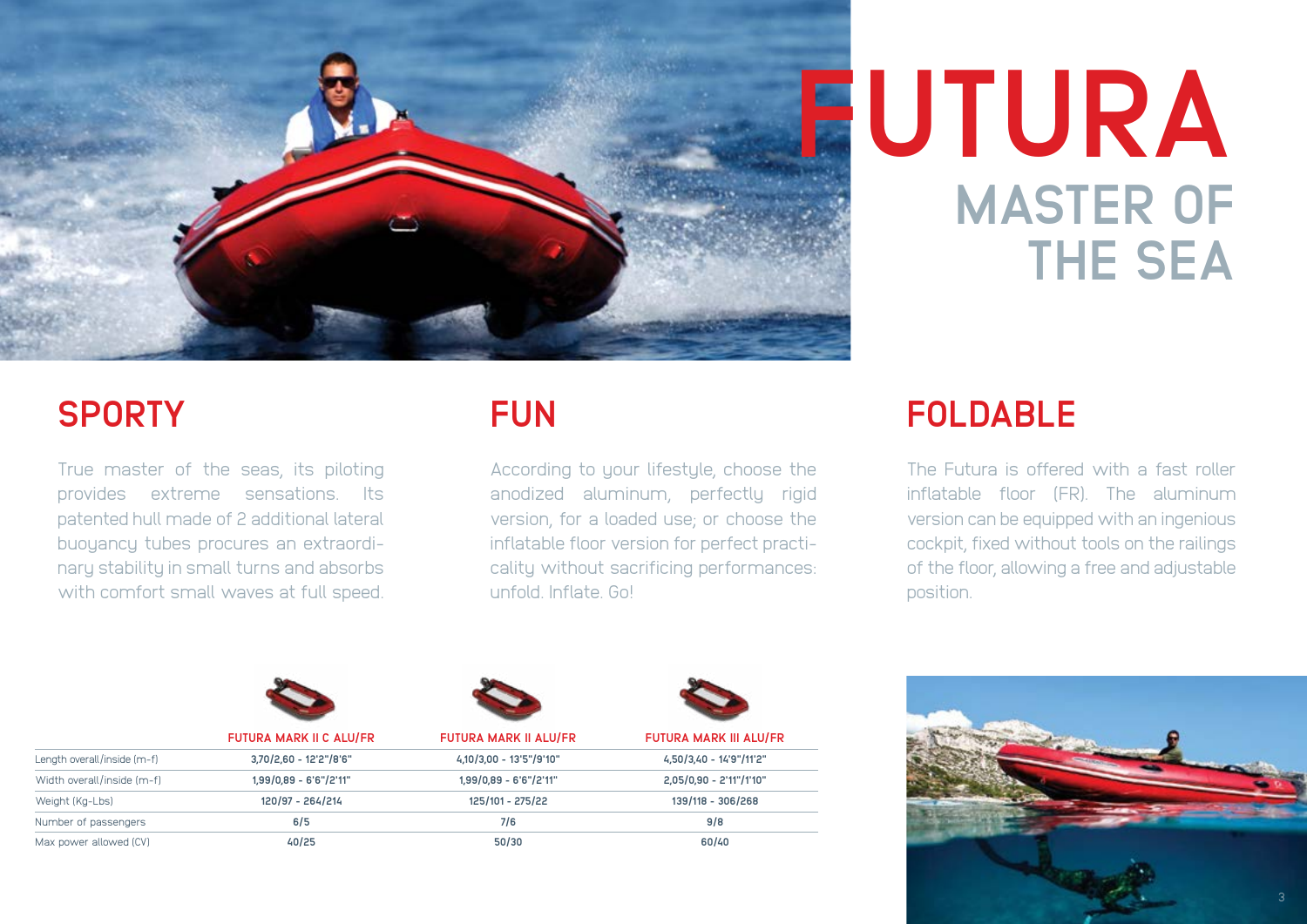# FUTURA

## MASTER OF THE SEA

## SPORTY

True master of the seas, its piloting provides extreme sensations. Its patented hull made of 2 additional lateral buoyancy tubes procures an extraordinary stability in small turns and absorbs with comfort small waves at full speed.

## FUN

According to your lifestyle, choose the anodized aluminum, perfectly rigid version, for a loaded use; or choose the inflatable floor version for perfect practicality without sacrificing performances: unfold. Inflate. Go!

## FOLDABLE

The Futura is offered with a fast roller inflatable floor (FR). The aluminum version can be equipped with an ingenious cockpit, fixed without tools on the railings of the floor, allowing a free and adjustable position.

| | FUTURA MARK II C ALU/FR | FUTURA MARK II ALU/FR | FUTURA MARK III ALU/FR |
|---|---|---|---|
| Length overall/inside (m-f) | 3,70/2,60 - 12'2"/8'6" | 4,10/3,00 - 13'5"/9'10" | 4,50/3,40 - 14'9"/11'2" |
| Width overall/inside (m-f) | 1,99/0,89 - 6'6"/2'11" | 1,99/0,89 - 6'6"/2'11" | 2,05/0,90 - 2'11"/1'10" |
| Weight (Kg-Lbs) | 120/97 - 264/214 | 125/101 - 275/22 | 139/118 - 306/268 |
| Number of passengers | 6/5 | 7/6 | 9/8 |
| Max power allowed (CV) | 40/25 | 50/30 | 60/40 |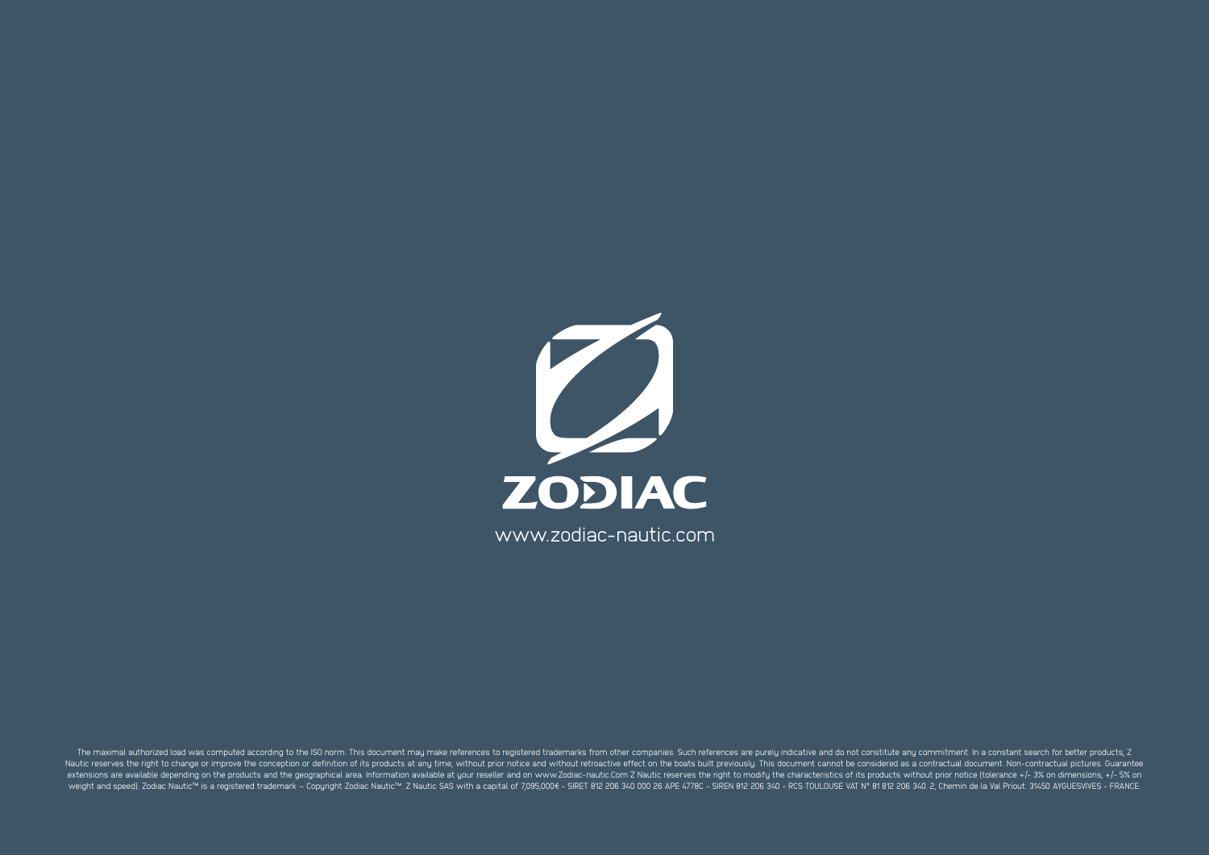ZODIAC

www.zodiac-nautic.com

The maximal authorized load was computed according to the ISO norm. This document may make references to registered trademarks from other companies. Such references are purely indicative and do not constitute any commitment. In a constant search for better products, Z Nautic reserves the right to change or improve the conception or definition of its products at any time, without prior notice and without retroactive effect on the boats built previously. This document cannot be considered as a contractual document. Non-contractual pictures. Guarantee extensions are available depending on the products and the geographical area. Information available at your reseller and on www.Zodiac-nautic.Com Z Nautic reserves the right to modify the characteristics of its products without prior notice (tolerance +/- 3% on dimensions, +/- 5% on weight and speed). Zodiac Nautic™ is a registered trademark – Copyright Zodiac Nautic™. Z Nautic SAS with a capital of 7,095,000€ - SIRET 812 206 340 000 26 APE 4778C - SIREN 812 206 340 - RCS TOULOUSE VAT N° 81 812 206 340. 2, Chemin de la Val Priout. 31450 AYGUESVIVES - FRANCE.